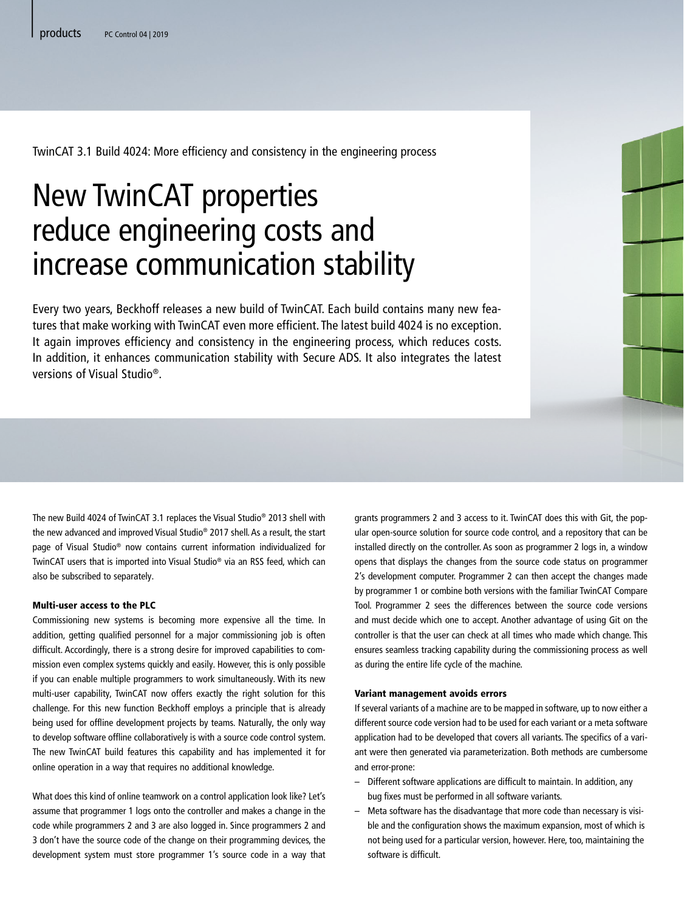TwinCAT 3.1 Build 4024: More efficiency and consistency in the engineering process

# New TwinCAT properties reduce engineering costs and increase communication stability

Every two years, Beckhoff releases a new build of TwinCAT. Each build contains many new features that make working with TwinCAT even more efficient. The latest build 4024 is no exception. It again improves efficiency and consistency in the engineering process, which reduces costs. In addition, it enhances communication stability with Secure ADS. It also integrates the latest versions of Visual Studio®.

The new Build 4024 of TwinCAT 3.1 replaces the Visual Studio® 2013 shell with the new advanced and improved Visual Studio® 2017 shell. As a result, the start page of Visual Studio® now contains current information individualized for TwinCAT users that is imported into Visual Studio® via an RSS feed, which can also be subscribed to separately.

#### Multi-user access to the PLC

Commissioning new systems is becoming more expensive all the time. In addition, getting qualified personnel for a major commissioning job is often difficult. Accordingly, there is a strong desire for improved capabilities to commission even complex systems quickly and easily. However, this is only possible if you can enable multiple programmers to work simultaneously. With its new multi-user capability, TwinCAT now offers exactly the right solution for this challenge. For this new function Beckhoff employs a principle that is already being used for offline development projects by teams. Naturally, the only way to develop software offline collaboratively is with a source code control system. The new TwinCAT build features this capability and has implemented it for online operation in a way that requires no additional knowledge.

What does this kind of online teamwork on a control application look like? Let's assume that programmer 1 logs onto the controller and makes a change in the code while programmers 2 and 3 are also logged in. Since programmers 2 and 3 don't have the source code of the change on their programming devices, the development system must store programmer 1's source code in a way that grants programmers 2 and 3 access to it. TwinCAT does this with Git, the popular open-source solution for source code control, and a repository that can be installed directly on the controller. As soon as programmer 2 logs in, a window opens that displays the changes from the source code status on programmer 2's development computer. Programmer 2 can then accept the changes made by programmer 1 or combine both versions with the familiar TwinCAT Compare Tool. Programmer 2 sees the differences between the source code versions and must decide which one to accept. Another advantage of using Git on the controller is that the user can check at all times who made which change. This ensures seamless tracking capability during the commissioning process as well as during the entire life cycle of the machine.

#### Variant management avoids errors

If several variants of a machine are to be mapped in software, up to now either a different source code version had to be used for each variant or a meta software application had to be developed that covers all variants. The specifics of a variant were then generated via parameterization. Both methods are cumbersome and error-prone:

– Different software applications are difficult to maintain. In addition, any bug fixes must be performed in all software variants.
– Meta software has the disadvantage that more code than necessary is visible and the configuration shows the maximum expansion, most of which is not being used for a particular version, however. Here, too, maintaining the software is difficult.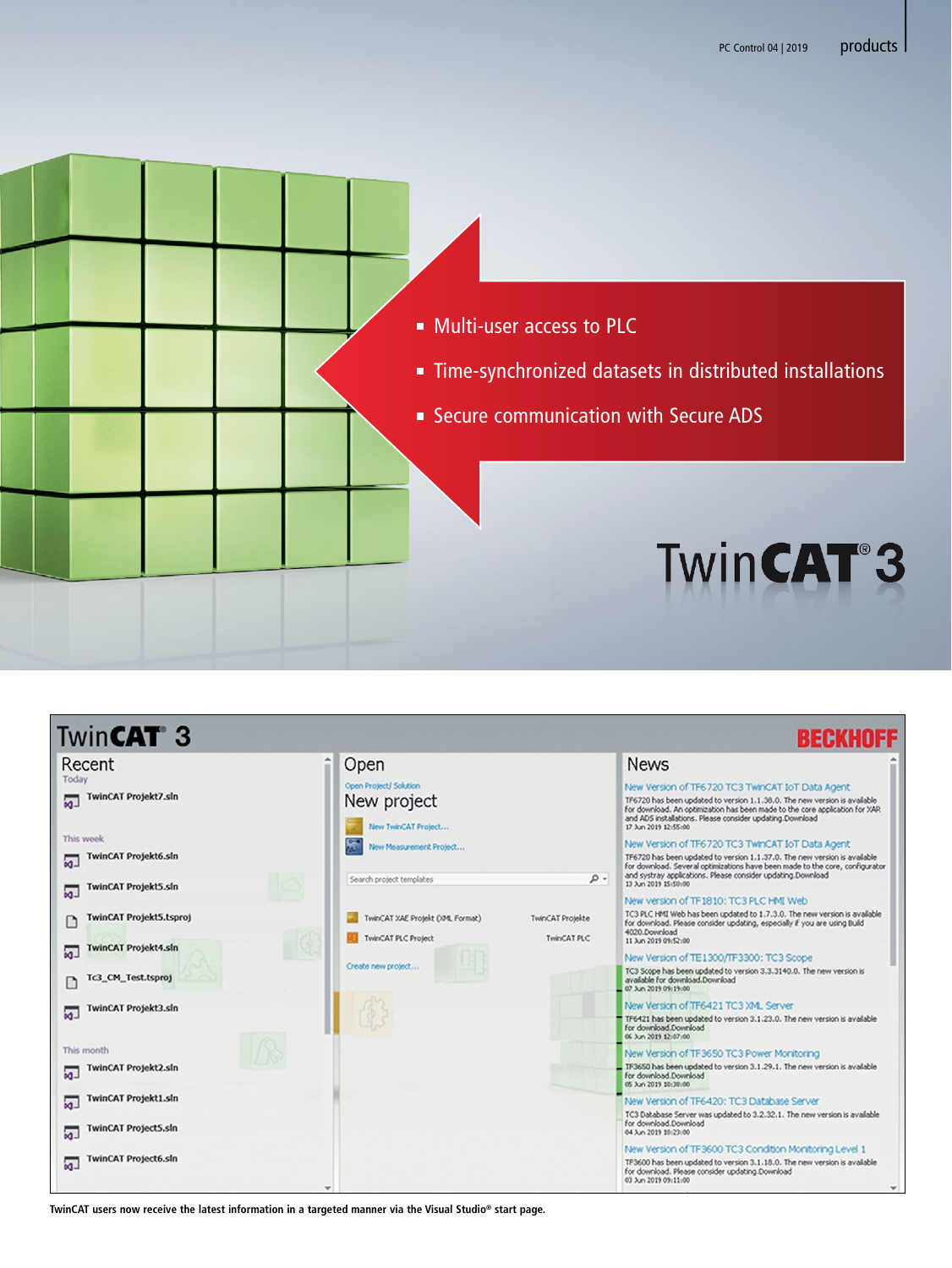- Multi-user access to PLC
- Time-synchronized datasets in distributed installations
- Secure communication with Secure ADS

TwinCAT® 3

**TwinCAT users now receive the latest information in a targeted manner via the Visual Studio® start page.**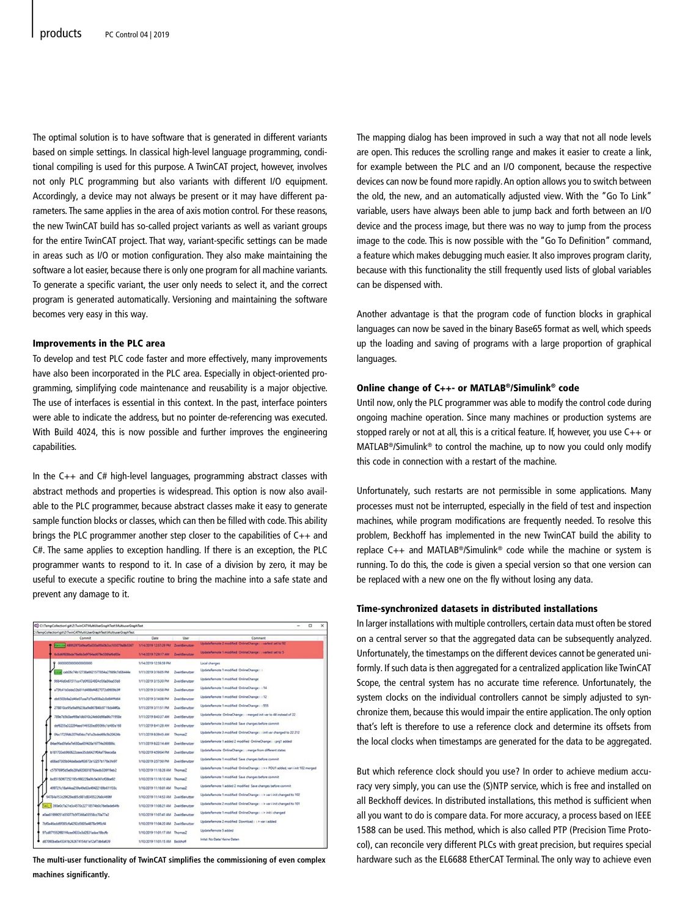The optimal solution is to have software that is generated in different variants based on simple settings. In classical high-level language programming, conditional compiling is used for this purpose. A TwinCAT project, however, involves not only PLC programming but also variants with different I/O equipment. Accordingly, a device may not always be present or it may have different parameters. The same applies in the area of axis motion control. For these reasons, the new TwinCAT build has so-called project variants as well as variant groups for the entire TwinCAT project. That way, variant-specific settings can be made in areas such as I/O or motion configuration. They also make maintaining the software a lot easier, because there is only one program for all machine variants. To generate a specific variant, the user only needs to select it, and the correct program is generated automatically. Versioning and maintaining the software becomes very easy in this way.

### Improvements in the PLC area

To develop and test PLC code faster and more effectively, many improvements have also been incorporated in the PLC area. Especially in object-oriented programming, simplifying code maintenance and reusability is a major objective. The use of interfaces is essential in this context. In the past, interface pointers were able to indicate the address, but no pointer de-referencing was executed. With Build 4024, this is now possible and further improves the engineering capabilities.

In the C++ and C# high-level languages, programming abstract classes with abstract methods and properties is widespread. This option is now also available to the PLC programmer, because abstract classes make it easy to generate sample function blocks or classes, which can then be filled with code. This ability brings the PLC programmer another step closer to the capabilities of C++ and C#. The same applies to exception handling. If there is an exception, the PLC programmer wants to respond to it. In case of a division by zero, it may be useful to execute a specific routine to bring the machine into a safe state and prevent any damage to it.

**The multi-user functionality of TwinCAT simplifies the commissioning of even complex machines significantly.**

The mapping dialog has been improved in such a way that not all node levels are open. This reduces the scrolling range and makes it easier to create a link, for example between the PLC and an I/O component, because the respective devices can now be found more rapidly. An option allows you to switch between the old, the new, and an automatically adjusted view. With the "Go To Link" variable, users have always been able to jump back and forth between an I/O device and the process image, but there was no way to jump from the process image to the code. This is now possible with the "Go To Definition" command, a feature which makes debugging much easier. It also improves program clarity, because with this functionality the still frequently used lists of global variables can be dispensed with.

Another advantage is that the program code of function blocks in graphical languages can now be saved in the binary Base65 format as well, which speeds up the loading and saving of programs with a large proportion of graphical languages.

### Online change of C++- or MATLAB®/Simulink® code

Until now, only the PLC programmer was able to modify the control code during ongoing machine operation. Since many machines or production systems are stopped rarely or not at all, this is a critical feature. If, however, you use C++ or MATLAB®/Simulink® to control the machine, up to now you could only modify this code in connection with a restart of the machine.

Unfortunately, such restarts are not permissible in some applications. Many processes must not be interrupted, especially in the field of test and inspection machines, while program modifications are frequently needed. To resolve this problem, Beckhoff has implemented in the new TwinCAT build the ability to replace C++ and MATLAB®/Simulink® code while the machine or system is running. To do this, the code is given a special version so that one version can be replaced with a new one on the fly without losing any data.

### Time-synchronized datasets in distributed installations

In larger installations with multiple controllers, certain data must often be stored on a central server so that the aggregated data can be subsequently analyzed. Unfortunately, the timestamps on the different devices cannot be generated uniformly. If such data is then aggregated for a centralized application like TwinCAT Scope, the central system has no accurate time reference. Unfortunately, the system clocks on the individual controllers cannot be simply adjusted to synchronize them, because this would impair the entire application. The only option that's left is therefore to use a reference clock and determine its offsets from the local clocks when timestamps are generated for the data to be aggregated.

But which reference clock should you use? In order to achieve medium accuracy very simply, you can use the (S)NTP service, which is free and installed on all Beckhoff devices. In distributed installations, this method is sufficient when all you want to do is compare data. For more accuracy, a process based on IEEE 1588 can be used. This method, which is also called PTP (Precision Time Protocol), can reconcile very different PLCs with great precision, but requires special hardware such as the EL6688 EtherCAT Terminal. The only way to achieve even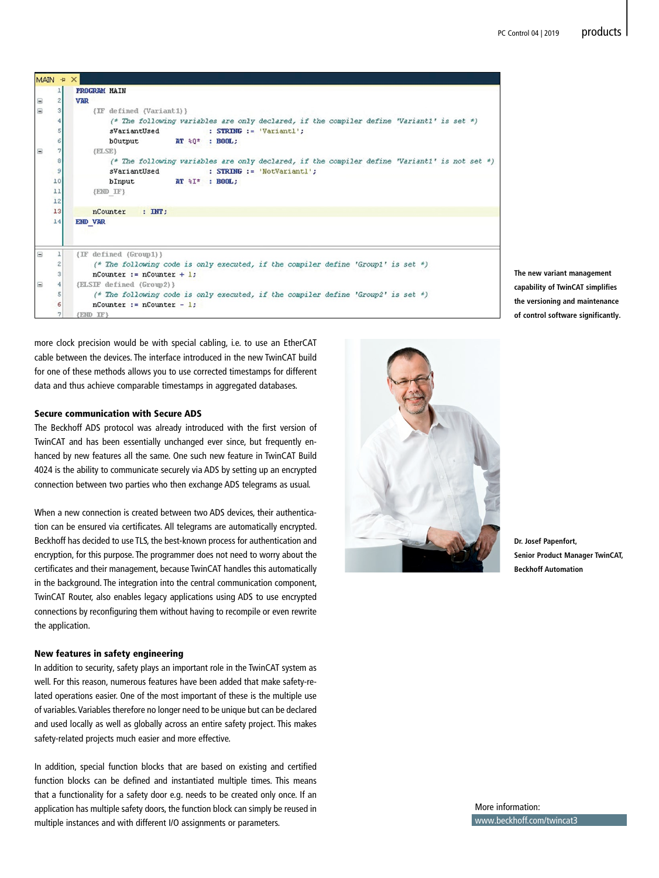```
PROGRAM MAIN
VAR
    {IF defined (Variant1)}
        (* The following variables are only declared, if the compiler define 'Variant1' is set *)
        sVariantUsed            : STRING := 'Variant1';
        bOutput         AT %Q*  : BOOL;
    {ELSE}
        (* The following variables are only declared, if the compiler define 'Variant1' is not set *)
        sVariantUsed            : STRING := 'NotVariant1';
        bInput          AT %I*  : BOOL;
    {END_IF}

    nCounter    : INT;
END_VAR
```

```
{IF defined (Group1)}
    (* The following code is only executed, if the compiler define 'Group1' is set *)
    nCounter := nCounter + 1;
{ELSIF defined (Group2)}
    (* The following code is only executed, if the compiler define 'Group2' is set *)
    nCounter := nCounter - 1;
{END_IF}
```

**The new variant management capability of TwinCAT simplifies the versioning and maintenance of control software significantly.**

more clock precision would be with special cabling, i.e. to use an EtherCAT cable between the devices. The interface introduced in the new TwinCAT build for one of these methods allows you to use corrected timestamps for different data and thus achieve comparable timestamps in aggregated databases.

### Secure communication with Secure ADS

The Beckhoff ADS protocol was already introduced with the first version of TwinCAT and has been essentially unchanged ever since, but frequently enhanced by new features all the same. One such new feature in TwinCAT Build 4024 is the ability to communicate securely via ADS by setting up an encrypted connection between two parties who then exchange ADS telegrams as usual.

When a new connection is created between two ADS devices, their authentication can be ensured via certificates. All telegrams are automatically encrypted. Beckhoff has decided to use TLS, the best-known process for authentication and encryption, for this purpose. The programmer does not need to worry about the certificates and their management, because TwinCAT handles this automatically in the background. The integration into the central communication component, TwinCAT Router, also enables legacy applications using ADS to use encrypted connections by reconfiguring them without having to recompile or even rewrite the application.

### New features in safety engineering

In addition to security, safety plays an important role in the TwinCAT system as well. For this reason, numerous features have been added that make safety-related operations easier. One of the most important of these is the multiple use of variables. Variables therefore no longer need to be unique but can be declared and used locally as well as globally across an entire safety project. This makes safety-related projects much easier and more effective.

In addition, special function blocks that are based on existing and certified function blocks can be defined and instantiated multiple times. This means that a functionality for a safety door e.g. needs to be created only once. If an application has multiple safety doors, the function block can simply be reused in multiple instances and with different I/O assignments or parameters.

**Dr. Josef Papenfort, Senior Product Manager TwinCAT, Beckhoff Automation**

More information:
www.beckhoff.com/twincat3